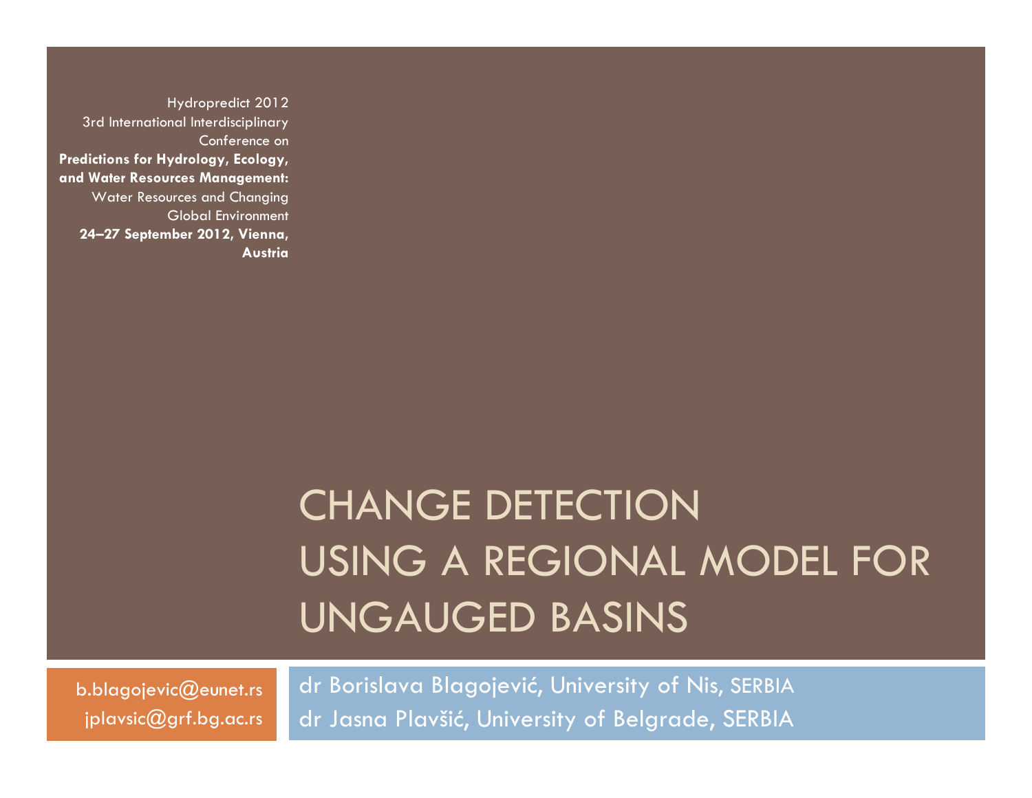Hydropredict 2012
3rd International Interdisciplinary Conference on
**Predictions for Hydrology, Ecology, and Water Resources Management:**
Water Resources and Changing Global Environment
**24–27 September 2012, Vienna, Austria**

# CHANGE DETECTION USING A REGIONAL MODEL FOR UNGAUGED BASINS

b.blagojevic@eunet.rs
jplavsic@grf.bg.ac.rs

dr Borislava Blagojević, University of Nis, SERBIA
dr Jasna Plavšić, University of Belgrade, SERBIA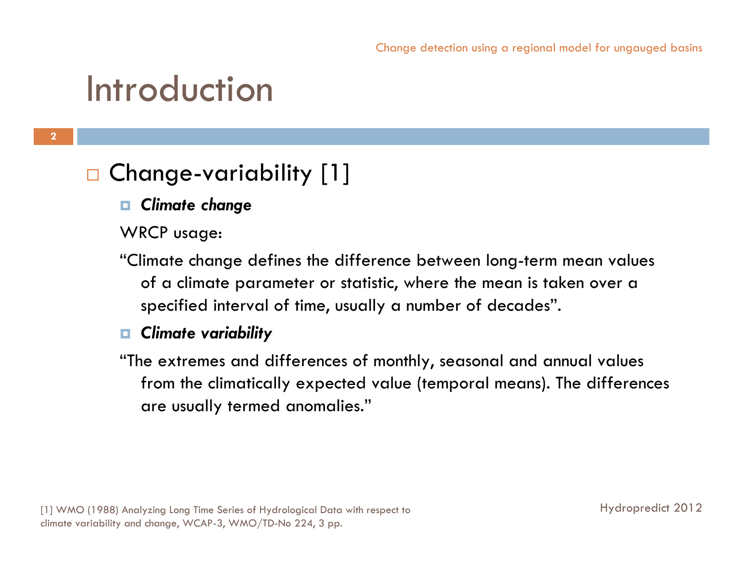# Introduction

- Change-variability [1]
  - ***Climate change***

    WRCP usage:

    "Climate change defines the difference between long-term mean values of a climate parameter or statistic, where the mean is taken over a specified interval of time, usually a number of decades".

  - ***Climate variability***

    "The extremes and differences of monthly, seasonal and annual values from the climatically expected value (temporal means). The differences are usually termed anomalies."

[1] WMO (1988) Analyzing Long Time Series of Hydrological Data with respect to climate variability and change, WCAP-3, WMO/TD-No 224, 3 pp.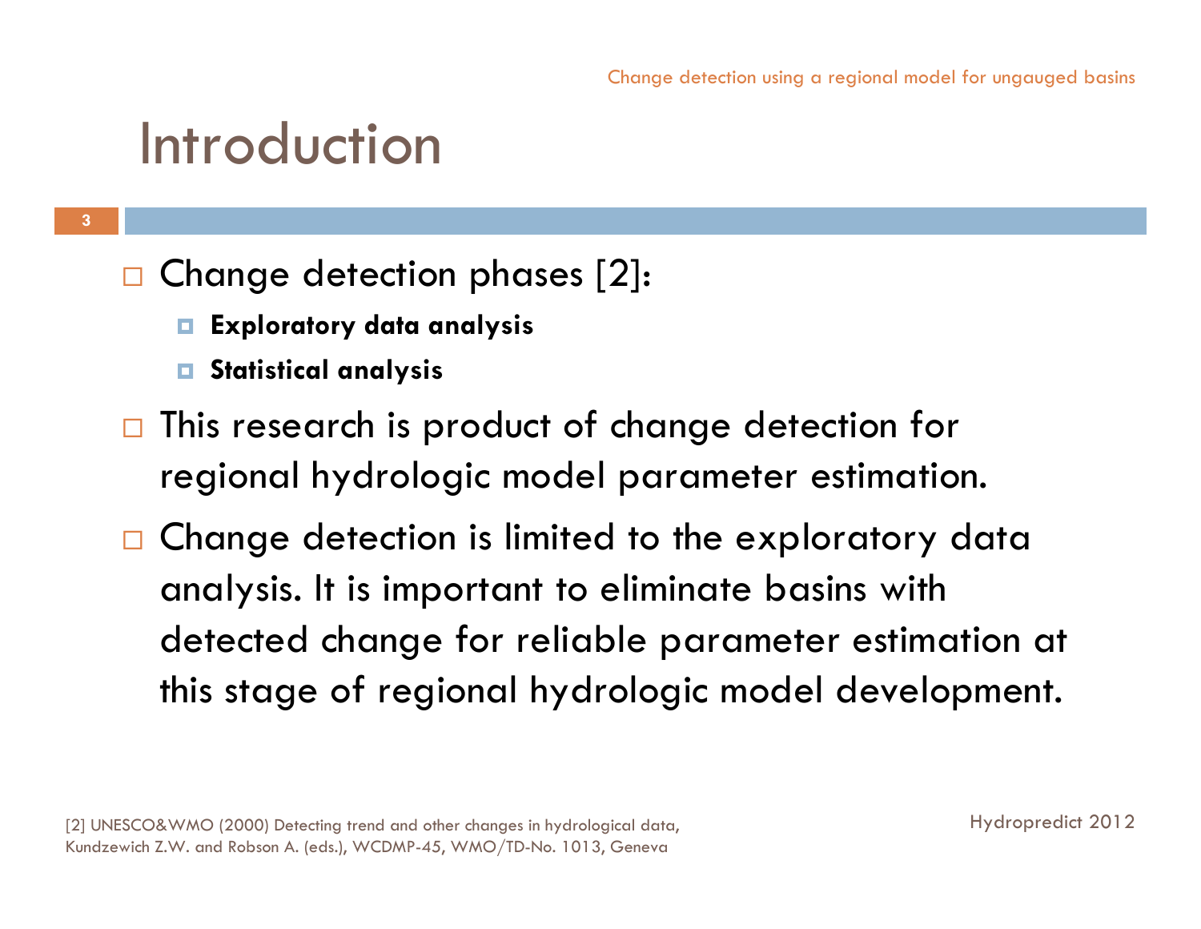# Introduction

- Change detection phases [2]:
  - **Exploratory data analysis**
  - **Statistical analysis**
- This research is product of change detection for regional hydrologic model parameter estimation.
- Change detection is limited to the exploratory data analysis. It is important to eliminate basins with detected change for reliable parameter estimation at this stage of regional hydrologic model development.

[2] UNESCO&WMO (2000) Detecting trend and other changes in hydrological data, Kundzewich Z.W. and Robson A. (eds.), WCDMP-45, WMO/TD-No. 1013, Geneva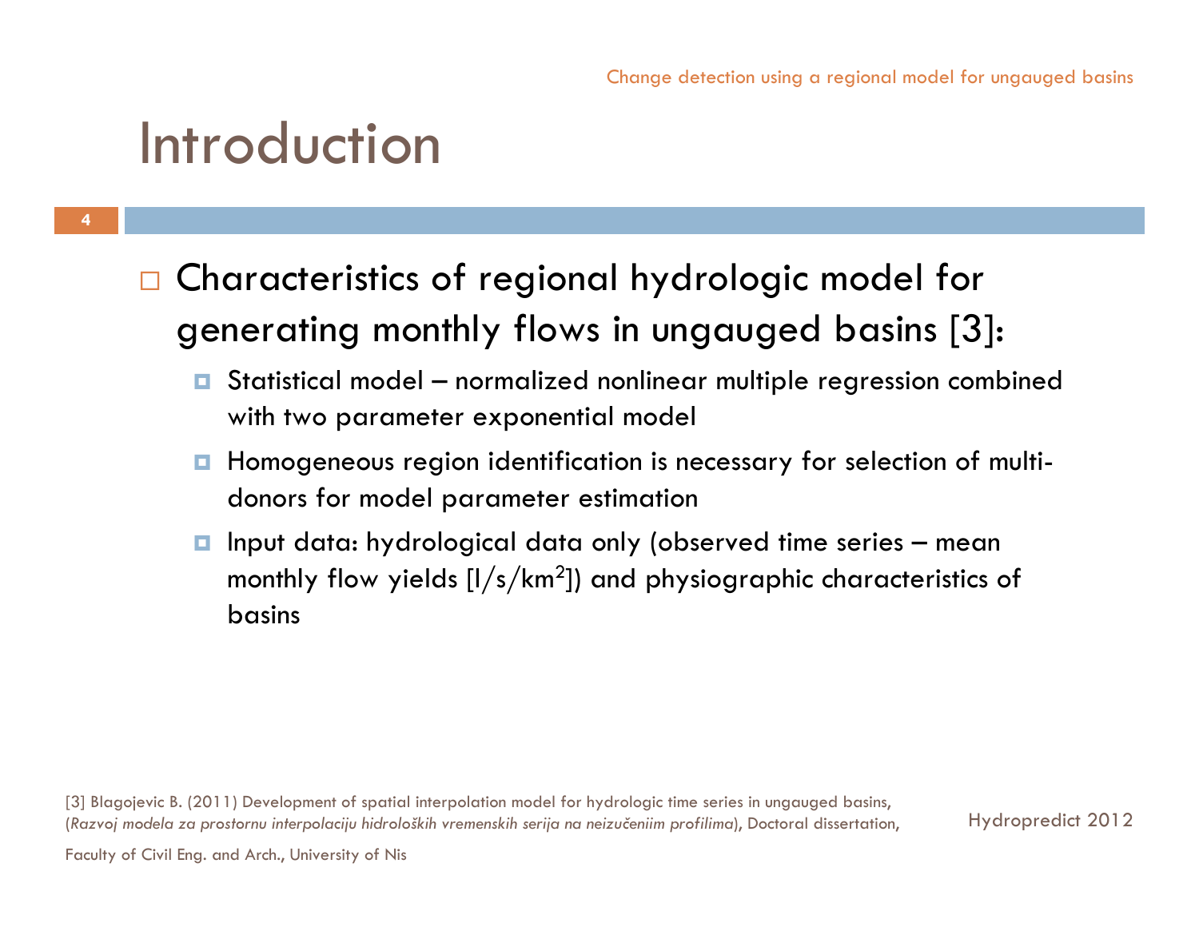# Introduction

- Characteristics of regional hydrologic model for generating monthly flows in ungauged basins [3]:
  - Statistical model – normalized nonlinear multiple regression combined with two parameter exponential model
  - Homogeneous region identification is necessary for selection of multi-donors for model parameter estimation
  - Input data: hydrological data only (observed time series – mean monthly flow yields [l/s/km$^2$]) and physiographic characteristics of basins

[3] Blagojevic B. (2011) Development of spatial interpolation model for hydrologic time series in ungauged basins, (*Razvoj modela za prostornu interpolaciju hidroloških vremenskih serija na neizučeniim profilima*), Doctoral dissertation, Faculty of Civil Eng. and Arch., University of Nis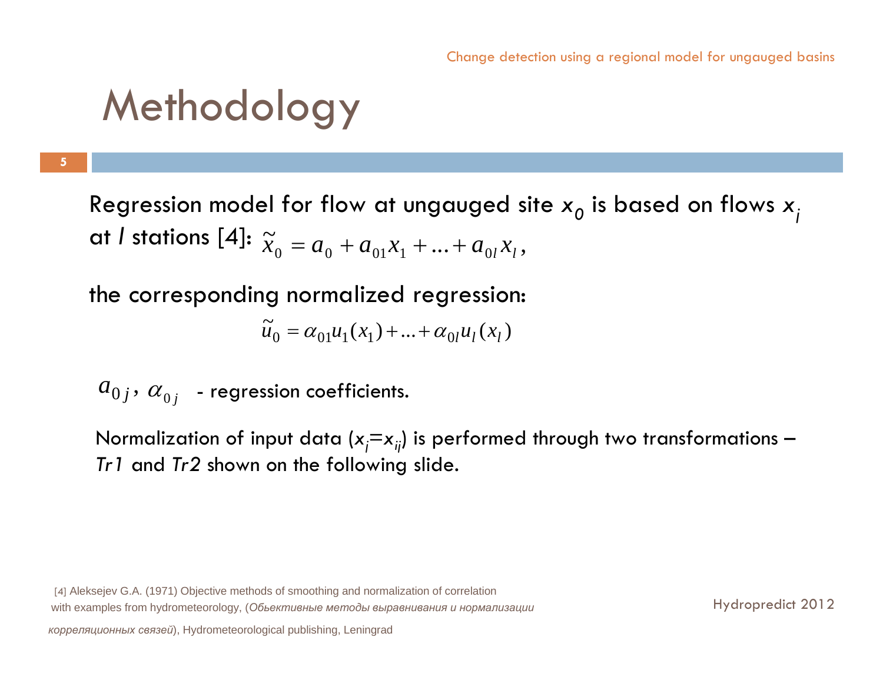# Methodology

Regression model for flow at ungauged site $x_0$ is based on flows $x_i$ at $l$ stations [4]: $\tilde{x}_0 = a_0 + a_{01}x_1 + ... + a_{0l}x_l$,

the corresponding normalized regression:

$$\tilde{u}_0 = \alpha_{01}u_1(x_1) + ... + \alpha_{0l}u_l(x_l)$$

$a_{0j}$, $\alpha_{0j}$ - regression coefficients.

Normalization of input data ($x_i = x_{ij}$) is performed through two transformations – *Tr1* and *Tr2* shown on the following slide.

[4] Aleksejev G.A. (1971) Objective methods of smoothing and normalization of correlation with examples from hydrometeorology, (*Обьективные методы выравнивания и нормализации корреляционных связей*), Hydrometeorological publishing, Leningrad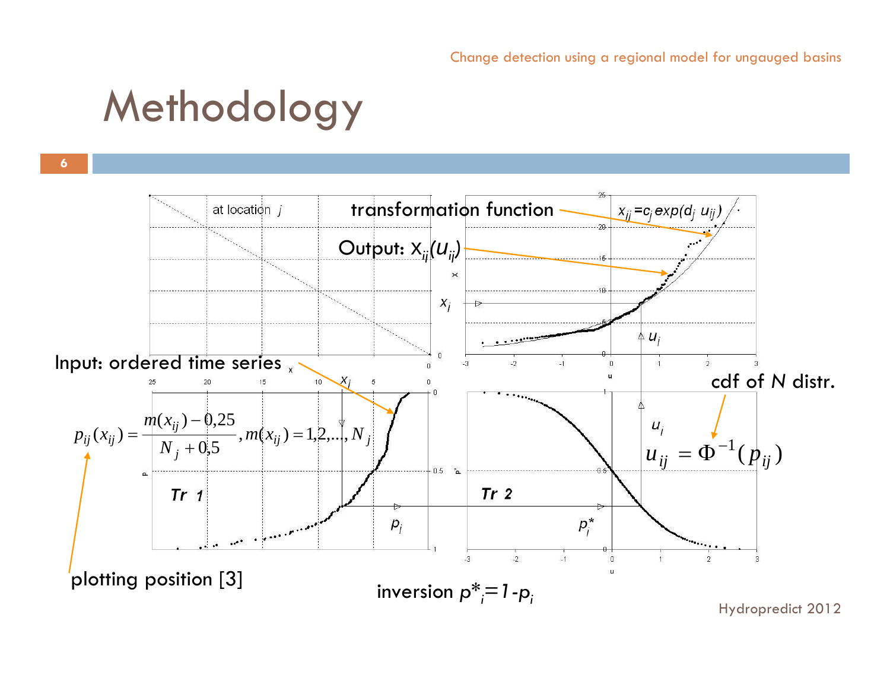# Methodology

at location $j$

transformation function $x_{ij}=c_j \exp(d_j\, u_{ij})$

Output: $X_{ij}(u_{ij})$

Input: ordered time series

$$p_{ij}(x_{ij}) = \frac{m(x_{ij}) - 0{,}25}{N_j + 0{,}5},\; m(x_{ij}) = 1,2,\ldots,N_j$$

plotting position [3]

cdf of $N$ distr.

$$u_{ij} = \Phi^{-1}(p_{ij})$$

Tr 1

Tr 2

inversion $p^*_i = 1 - p_i$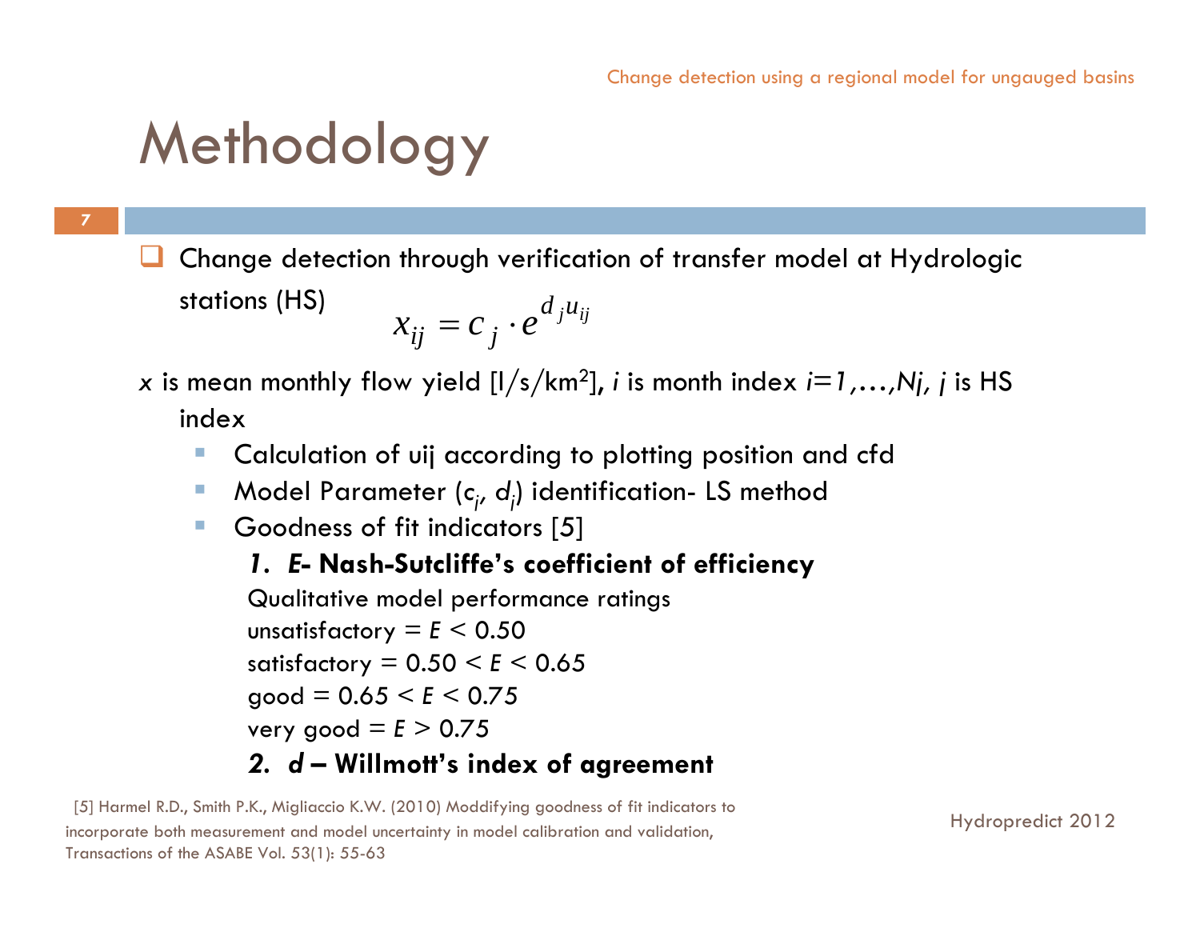# Methodology

- Change detection through verification of transfer model at Hydrologic stations (HS)

$$x_{ij} = c_j \cdot e^{d_j u_{ij}}$$

$x$ is mean monthly flow yield [l/s/km$^2$], $i$ is month index $i=1,\ldots,N_j$, $j$ is HS index

- Calculation of uij according to plotting position and cfd
- Model Parameter ($c_j$, $d_j$) identification- LS method
- Goodness of fit indicators [5]

  1. ***E*- Nash-Sutcliffe's coefficient of efficiency**

     Qualitative model performance ratings

     unsatisfactory = $E < 0.50$

     satisfactory = $0.50 < E < 0.65$

     good = $0.65 < E < 0.75$

     very good = $E > 0.75$

  2. ***d* – Willmott's index of agreement**

[5] Harmel R.D., Smith P.K., Migliaccio K.W. (2010) Moddifying goodness of fit indicators to incorporate both measurement and model uncertainty in model calibration and validation, Transactions of the ASABE Vol. 53(1): 55-63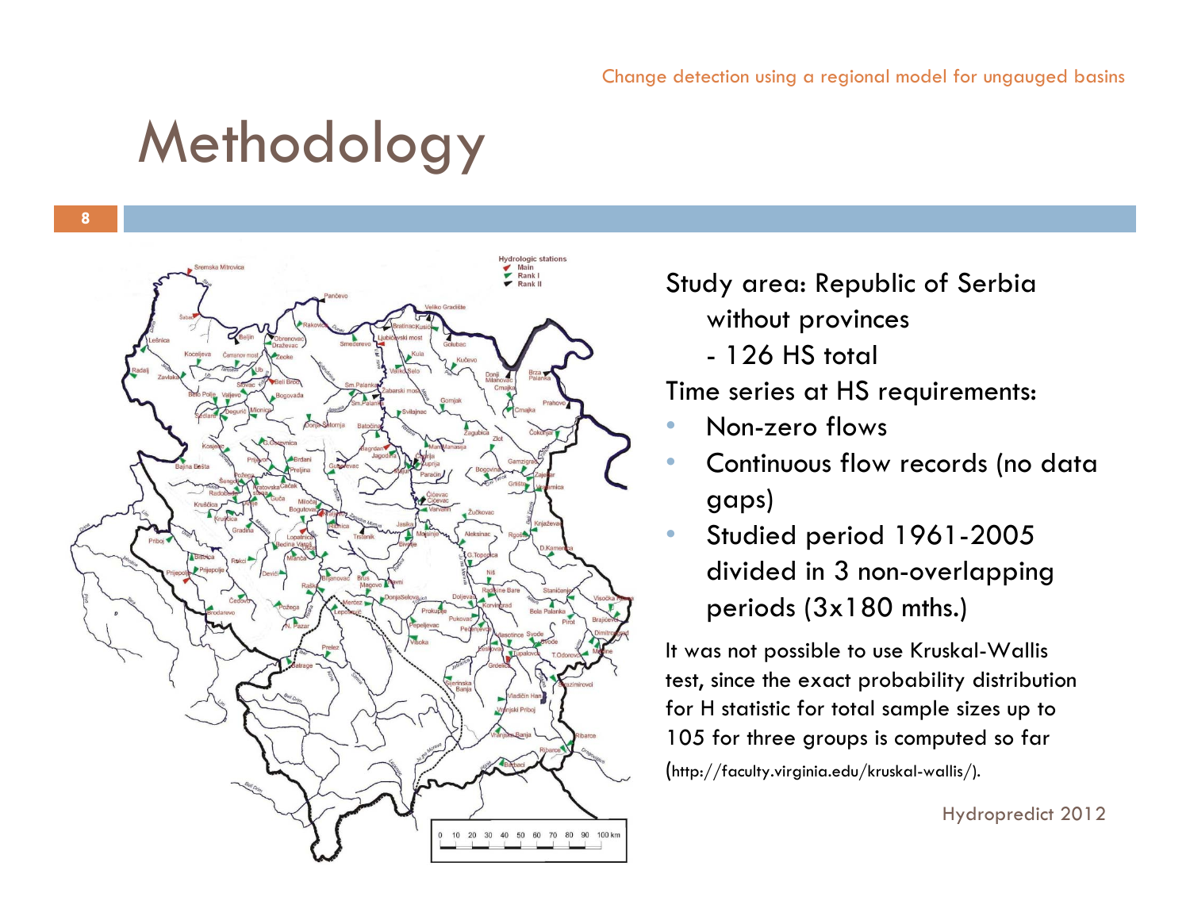# Methodology

Study area: Republic of Serbia without provinces

- 126 HS total

Time series at HS requirements:

- Non-zero flows
- Continuous flow records (no data gaps)
- Studied period 1961-2005 divided in 3 non-overlapping periods (3x180 mths.)

It was not possible to use Kruskal-Wallis test, since the exact probability distribution for H statistic for total sample sizes up to 105 for three groups is computed so far (http://faculty.virginia.edu/kruskal-wallis/).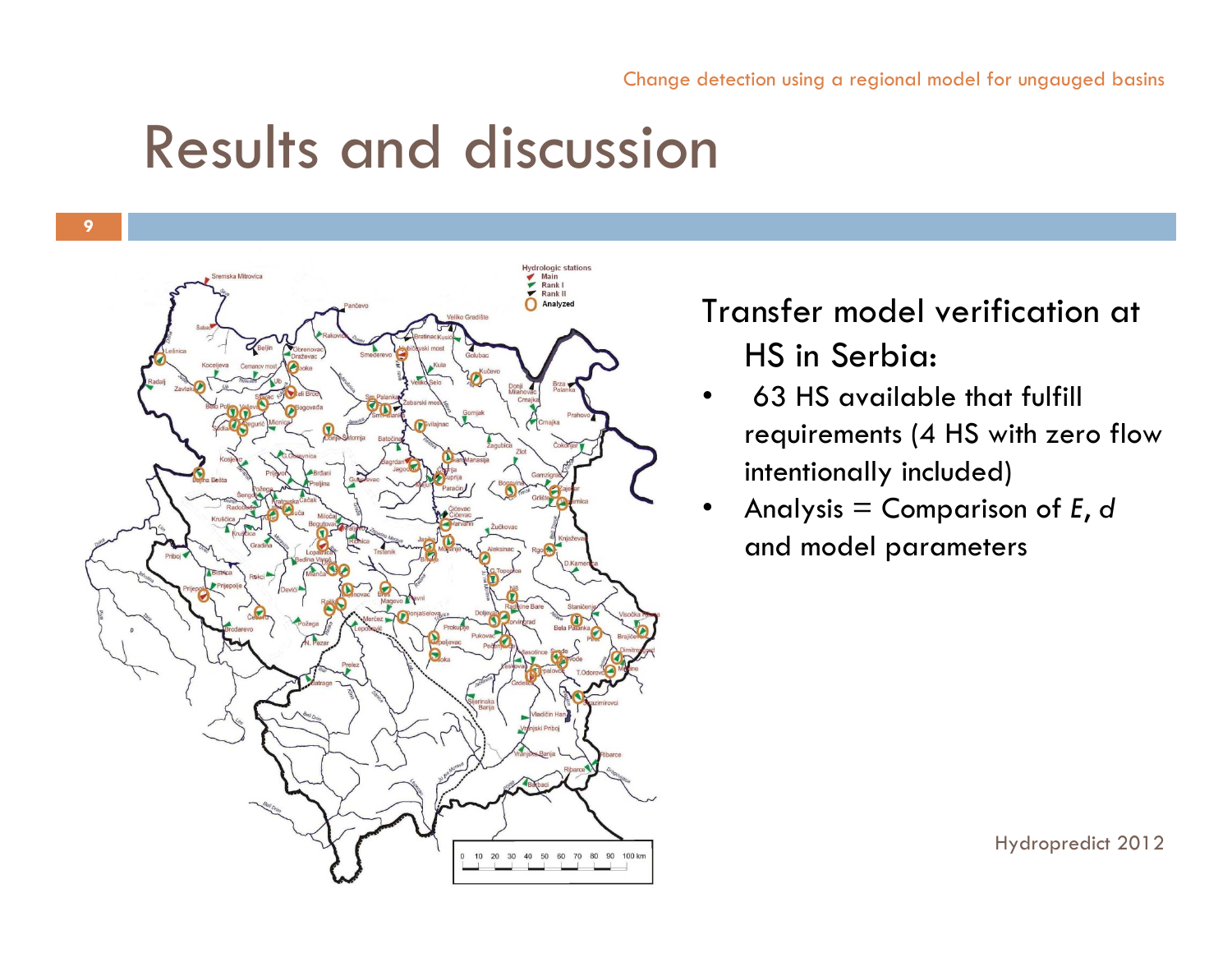# Results and discussion

Transfer model verification at HS in Serbia:

- 63 HS available that fulfill requirements (4 HS with zero flow intentionally included)
- Analysis = Comparison of *E*, *d* and model parameters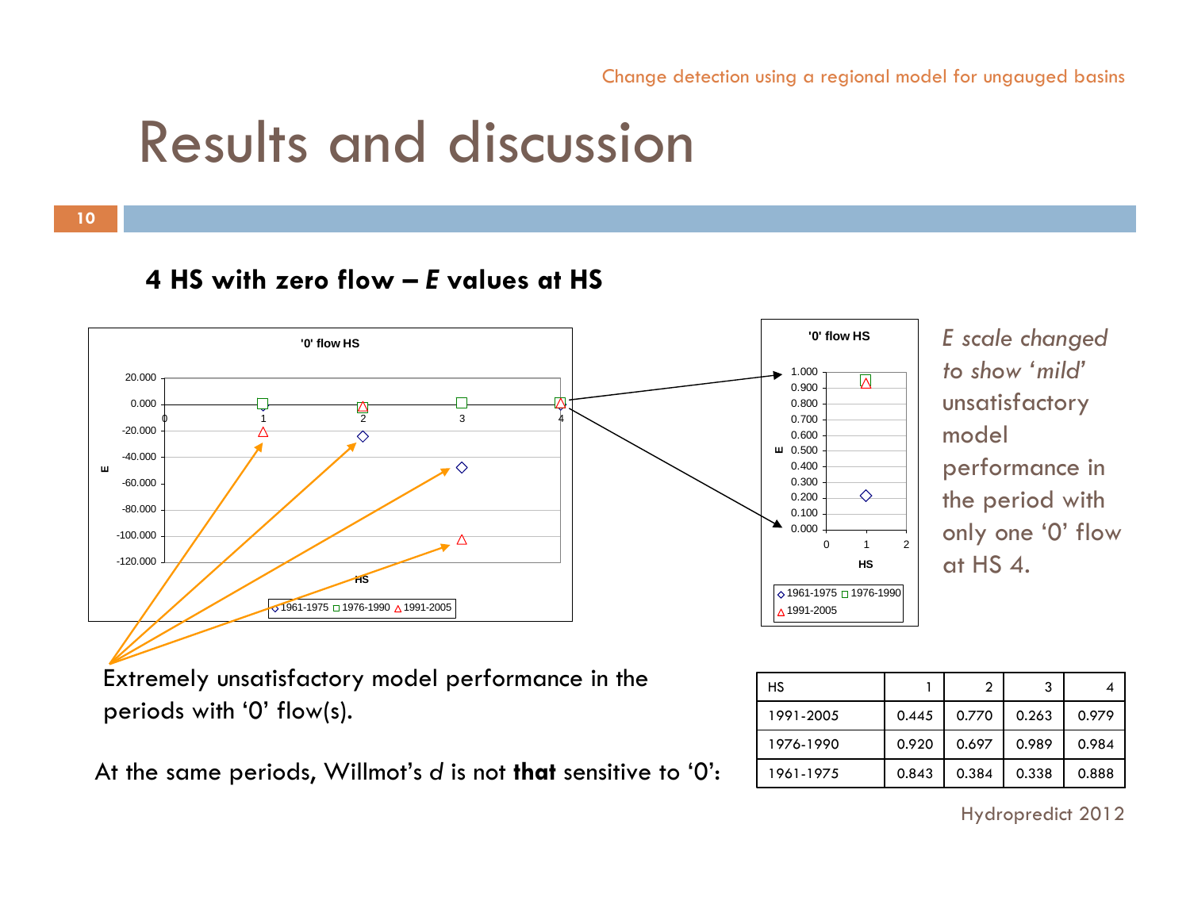# Results and discussion

### 4 HS with zero flow – *E* values at HS

*E scale changed to show 'mild' unsatisfactory model performance in the period with only one '0' flow at HS 4.*

Extremely unsatisfactory model performance in the periods with '0' flow(s).

At the same periods, Willmot's *d* is not **that** sensitive to '0':

| HS | 1 | 2 | 3 | 4 |
|---|---|---|---|---|
| 1991-2005 | 0.445 | 0.770 | 0.263 | 0.979 |
| 1976-1990 | 0.920 | 0.697 | 0.989 | 0.984 |
| 1961-1975 | 0.843 | 0.384 | 0.338 | 0.888 |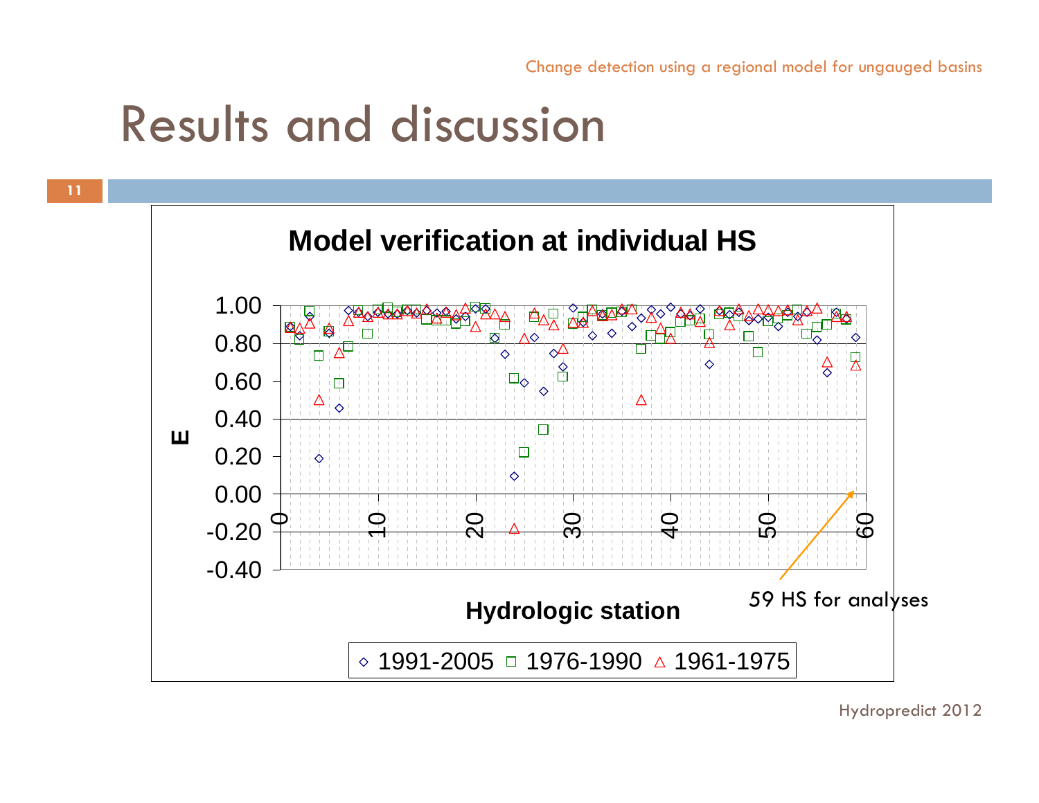# Results and discussion

**Model verification at individual HS**

E

Hydrologic station

59 HS for analyses

◇ 1991-2005 □ 1976-1990 △ 1961-1975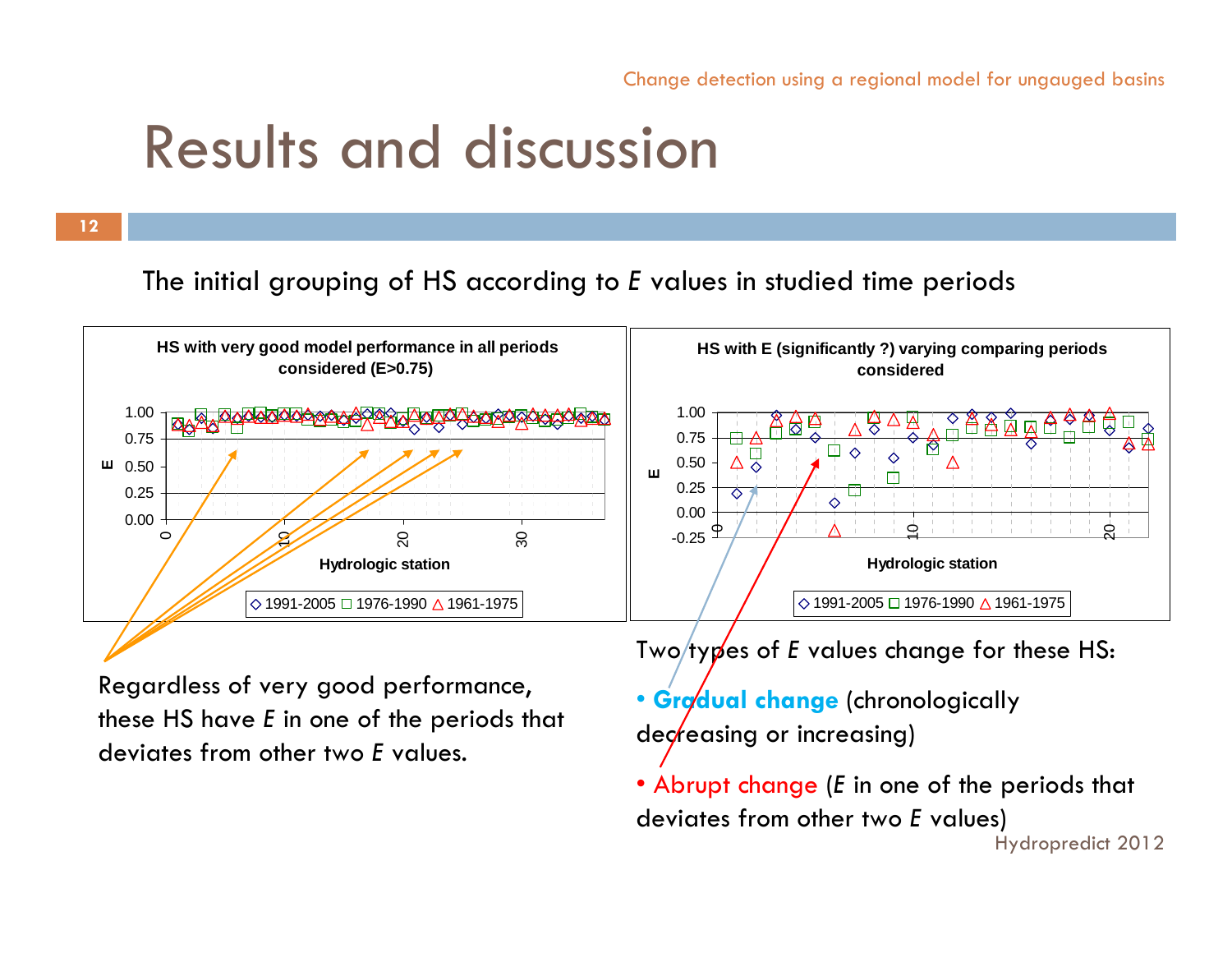# Results and discussion

The initial grouping of HS according to *E* values in studied time periods

**HS with very good model performance in all periods considered (E>0.75)**

**HS with E (significantly ?) varying comparing periods considered**

Regardless of very good performance, these HS have *E* in one of the periods that deviates from other two *E* values.

Two types of *E* values change for these HS:

- **Gradual change** (chronologically decreasing or increasing)
- Abrupt change (*E* in one of the periods that deviates from other two *E* values)

Hydropredict 2012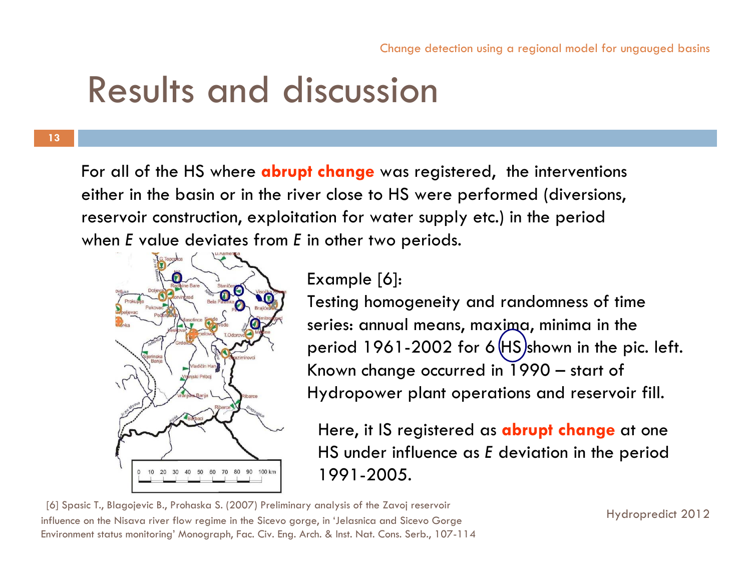# Results and discussion

For all of the HS where **abrupt change** was registered, the interventions either in the basin or in the river close to HS were performed (diversions, reservoir construction, exploitation for water supply etc.) in the period when *E* value deviates from *E* in other two periods.

Example [6]:
Testing homogeneity and randomness of time series: annual means, maxima, minima in the period 1961-2002 for 6 HS shown in the pic. left. Known change occurred in 1990 – start of Hydropower plant operations and reservoir fill.

Here, it IS registered as **abrupt change** at one HS under influence as *E* deviation in the period 1991-2005.

[6] Spasic T., Blagojevic B., Prohaska S. (2007) Preliminary analysis of the Zavoj reservoir influence on the Nisava river flow regime in the Sicevo gorge, in 'Jelasnica and Sicevo Gorge Environment status monitoring' Monograph, Fac. Civ. Eng. Arch. & Inst. Nat. Cons. Serb., 107-114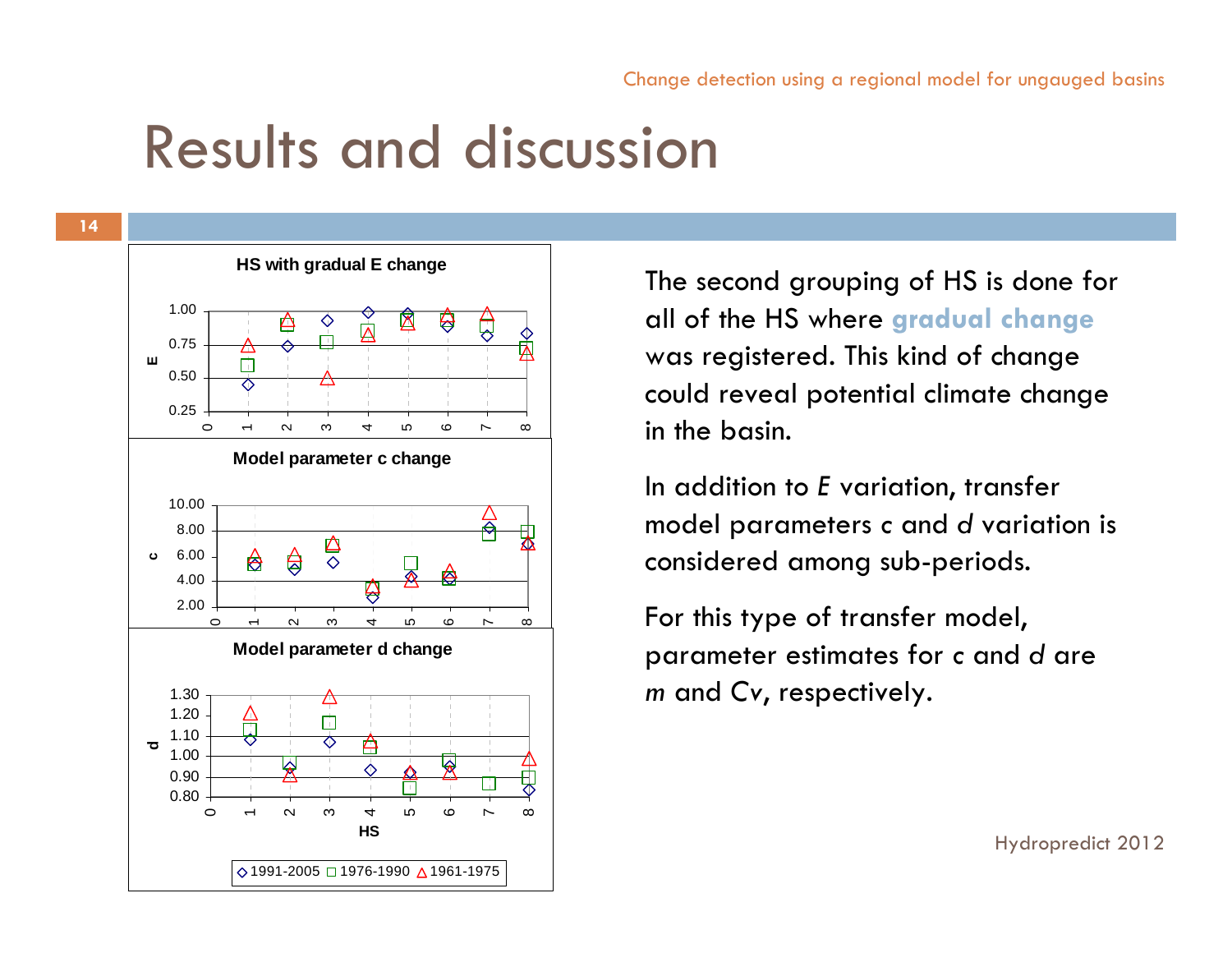# Results and discussion

HS with gradual E change

Model parameter c change

Model parameter d change

◇ 1991-2005 □ 1976-1990 △ 1961-1975

The second grouping of HS is done for all of the HS where **gradual change** was registered. This kind of change could reveal potential climate change in the basin.

In addition to *E* variation, transfer model parameters c and *d* variation is considered among sub-periods.

For this type of transfer model, parameter estimates for c and *d* are *m* and Cv, respectively.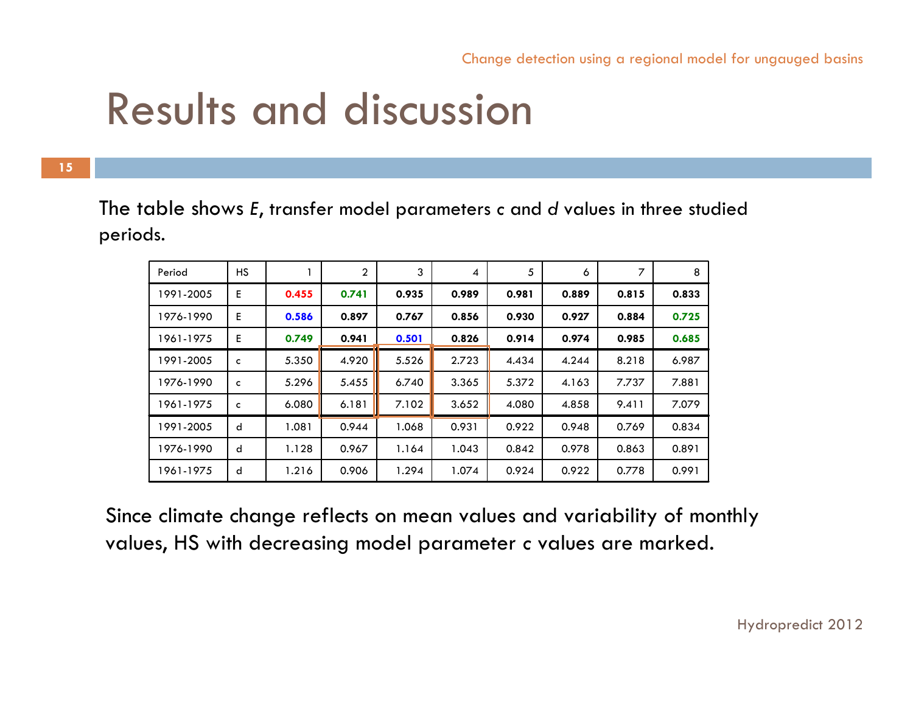# Results and discussion

The table shows *E*, transfer model parameters c and *d* values in three studied periods.

| Period | HS | 1 | 2 | 3 | 4 | 5 | 6 | 7 | 8 |
|---|---|---|---|---|---|---|---|---|---|
| 1991-2005 | E | **0.455** | **0.741** | **0.935** | **0.989** | **0.981** | **0.889** | **0.815** | **0.833** |
| 1976-1990 | E | **0.586** | **0.897** | **0.767** | **0.856** | **0.930** | **0.927** | **0.884** | **0.725** |
| 1961-1975 | E | **0.749** | **0.941** | **0.501** | **0.826** | **0.914** | **0.974** | **0.985** | **0.685** |
| 1991-2005 | c | 5.350 | 4.920 | 5.526 | 2.723 | 4.434 | 4.244 | 8.218 | 6.987 |
| 1976-1990 | c | 5.296 | 5.455 | 6.740 | 3.365 | 5.372 | 4.163 | 7.737 | 7.881 |
| 1961-1975 | c | 6.080 | 6.181 | 7.102 | 3.652 | 4.080 | 4.858 | 9.411 | 7.079 |
| 1991-2005 | d | 1.081 | 0.944 | 1.068 | 0.931 | 0.922 | 0.948 | 0.769 | 0.834 |
| 1976-1990 | d | 1.128 | 0.967 | 1.164 | 1.043 | 0.842 | 0.978 | 0.863 | 0.891 |
| 1961-1975 | d | 1.216 | 0.906 | 1.294 | 1.074 | 0.924 | 0.922 | 0.778 | 0.991 |

Since climate change reflects on mean values and variability of monthly values, HS with decreasing model parameter c values are marked.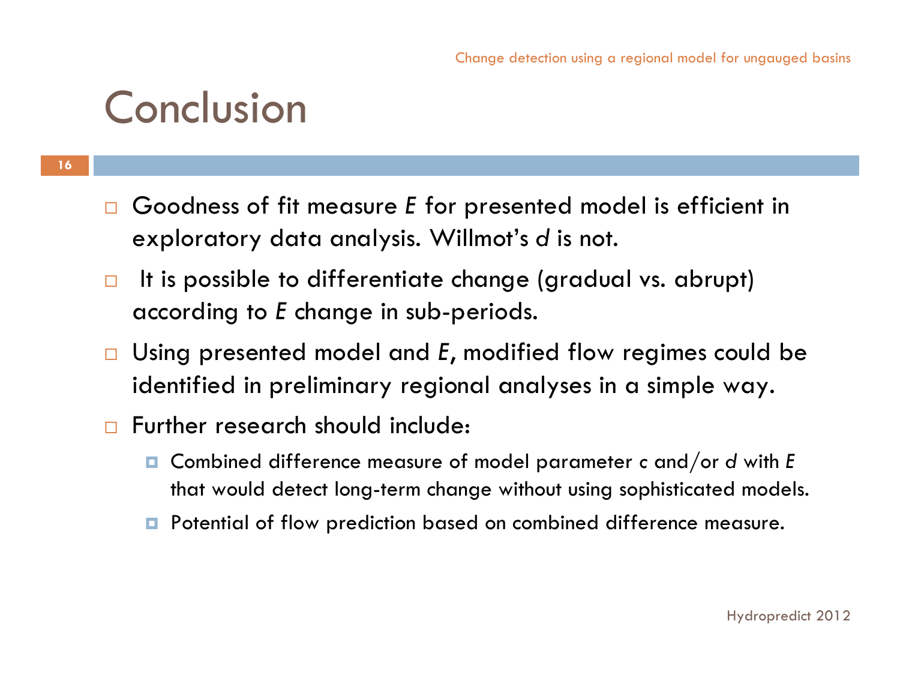# Conclusion

- Goodness of fit measure *E* for presented model is efficient in exploratory data analysis. Willmot's *d* is not.
- It is possible to differentiate change (gradual vs. abrupt) according to *E* change in sub-periods.
- Using presented model and *E*, modified flow regimes could be identified in preliminary regional analyses in a simple way.
- Further research should include:
  - Combined difference measure of model parameter *c* and/or *d* with *E* that would detect long-term change without using sophisticated models.
  - Potential of flow prediction based on combined difference measure.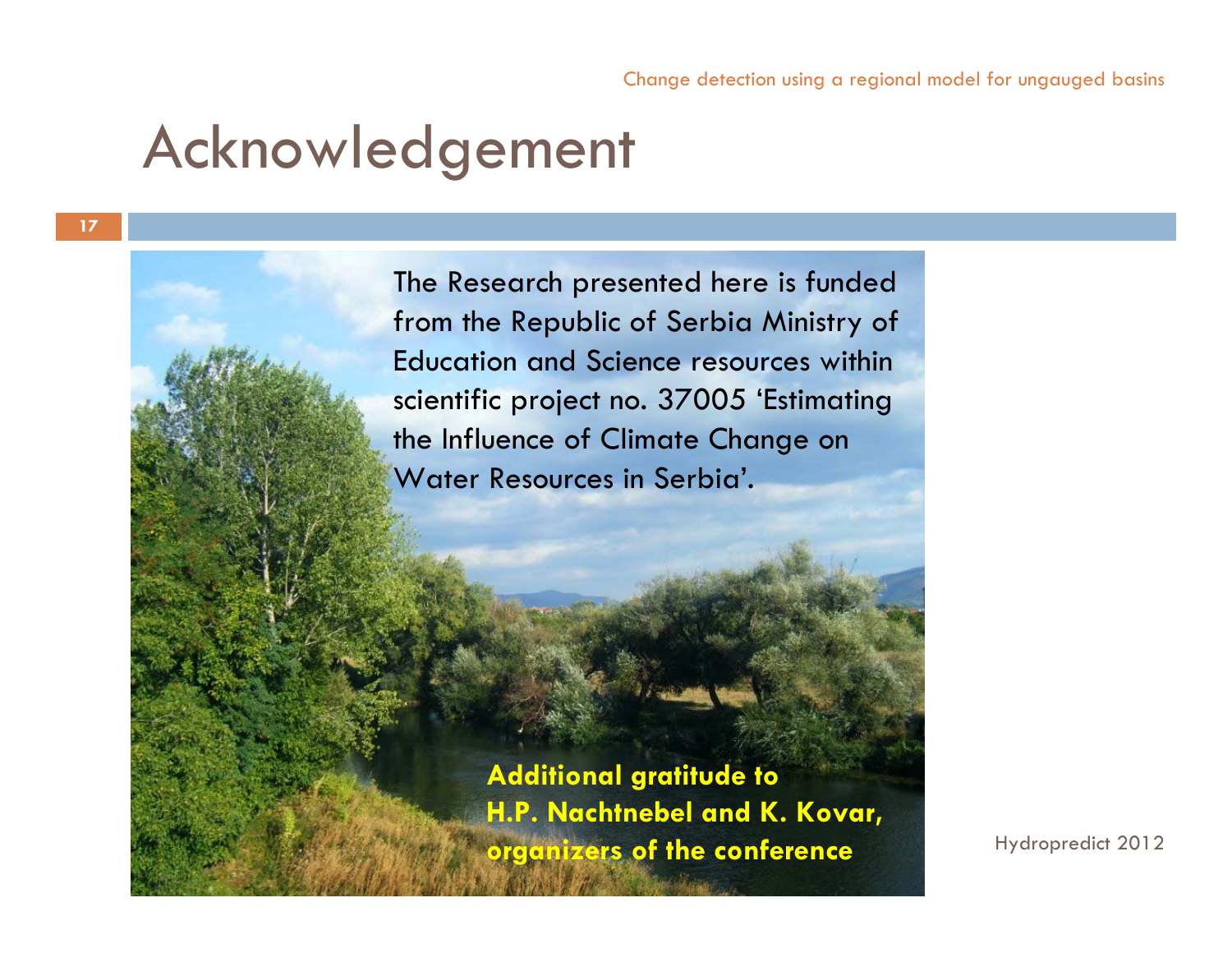# Acknowledgement

The Research presented here is funded from the Republic of Serbia Ministry of Education and Science resources within scientific project no. 37005 'Estimating the Influence of Climate Change on Water Resources in Serbia'.

**Additional gratitude to H.P. Nachtnebel and K. Kovar, organizers of the conference**